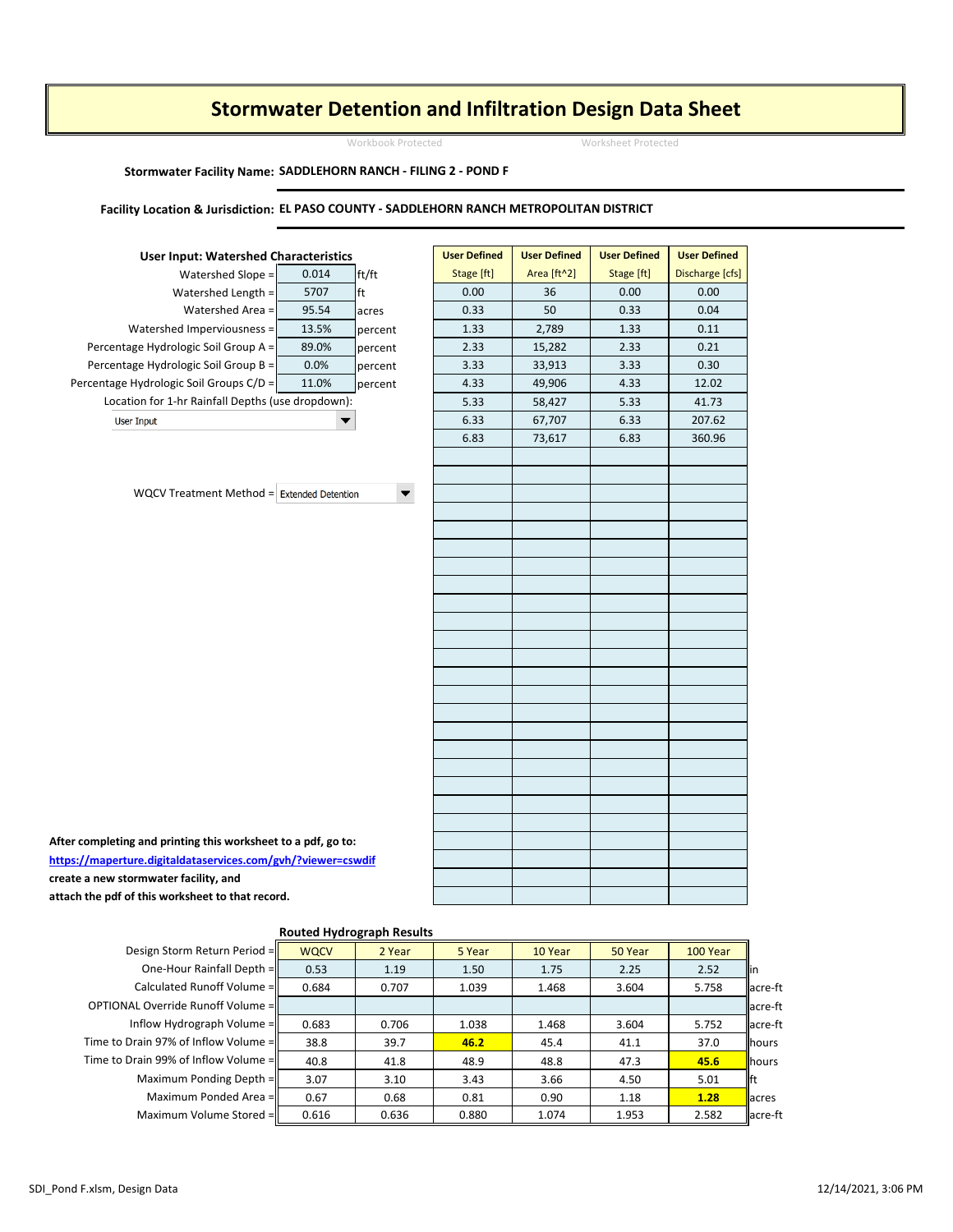# Stormwater Detention and Infiltration Design Data Sheet

Workbook Protected Worksheet Protected

**Stormwater Facility Name:** SADDLEHORN RANCH - FILING 2 - POND F

**Facility Location & Jurisdiction:** EL PASO COUNTY - SADDLEHORN RANCH METROPOLITAN DISTRICT

### User Input: Watershed Characteristics

| Parameter | Value | Unit |
|---|---|---|
| Watershed Slope = | 0.014 | ft/ft |
| Watershed Length = | 5707 | ft |
| Watershed Area = | 95.54 | acres |
| Watershed Imperviousness = | 13.5% | percent |
| Percentage Hydrologic Soil Group A = | 89.0% | percent |
| Percentage Hydrologic Soil Group B = | 0.0% | percent |
| Percentage Hydrologic Soil Groups C/D = | 11.0% | percent |

Location for 1-hr Rainfall Depths (use dropdown): User Input

WQCV Treatment Method = Extended Detention

| User Defined Stage [ft] | User Defined Area [ft^2] | User Defined Stage [ft] | User Defined Discharge [cfs] |
|---|---|---|---|
| 0.00 | 36 | 0.00 | 0.00 |
| 0.33 | 50 | 0.33 | 0.04 |
| 1.33 | 2,789 | 1.33 | 0.11 |
| 2.33 | 15,282 | 2.33 | 0.21 |
| 3.33 | 33,913 | 3.33 | 0.30 |
| 4.33 | 49,906 | 4.33 | 12.02 |
| 5.33 | 58,427 | 5.33 | 41.73 |
| 6.33 | 67,707 | 6.33 | 207.62 |
| 6.83 | 73,617 | 6.83 | 360.96 |

**After completing and printing this worksheet to a pdf, go to:**
**https://maperture.digitaldataservices.com/gvh/?viewer=cswdif**
**create a new stormwater facility, and**
**attach the pdf of this worksheet to that record.**

### Routed Hydrograph Results

| Design Storm Return Period = | WQCV | 2 Year | 5 Year | 10 Year | 50 Year | 100 Year | |
|---|---|---|---|---|---|---|---|
| One-Hour Rainfall Depth = | 0.53 | 1.19 | 1.50 | 1.75 | 2.25 | 2.52 | in |
| Calculated Runoff Volume = | 0.684 | 0.707 | 1.039 | 1.468 | 3.604 | 5.758 | acre-ft |
| OPTIONAL Override Runoff Volume = | | | | | | | acre-ft |
| Inflow Hydrograph Volume = | 0.683 | 0.706 | 1.038 | 1.468 | 3.604 | 5.752 | acre-ft |
| Time to Drain 97% of Inflow Volume = | 38.8 | 39.7 | **46.2** | 45.4 | 41.1 | 37.0 | hours |
| Time to Drain 99% of Inflow Volume = | 40.8 | 41.8 | 48.9 | 48.8 | 47.3 | **45.6** | hours |
| Maximum Ponding Depth = | 3.07 | 3.10 | 3.43 | 3.66 | 4.50 | 5.01 | ft |
| Maximum Ponded Area = | 0.67 | 0.68 | 0.81 | 0.90 | 1.18 | **1.28** | acres |
| Maximum Volume Stored = | 0.616 | 0.636 | 0.880 | 1.074 | 1.953 | 2.582 | acre-ft |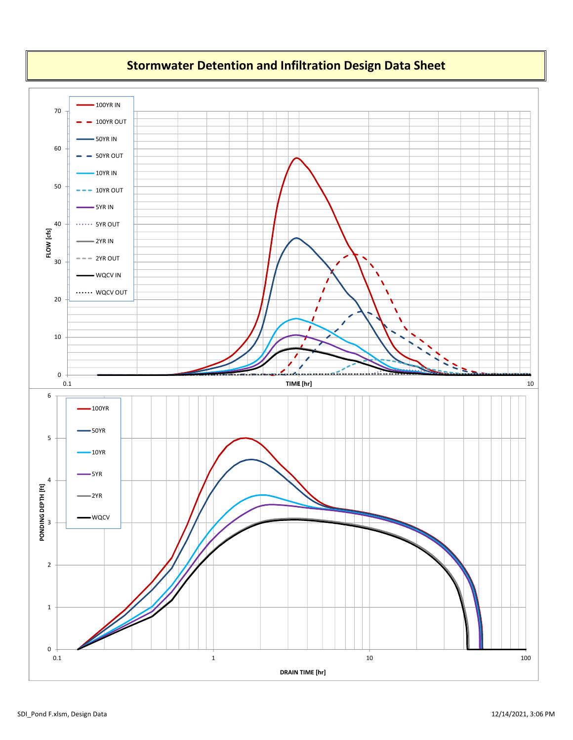# Stormwater Detention and Infiltration Design Data Sheet

100YR IN
100YR OUT
50YR IN
50YR OUT
10YR IN
10YR OUT
5YR IN
5YR OUT
2YR IN
2YR OUT
WQCV IN
WQCV OUT

FLOW [cfs]

70
60
50
40
30
20
10
0

0.1
TIME [hr]
10

100YR
50YR
10YR
5YR
2YR
WQCV

PONDING DEPTH [ft]

6
5
4
3
2
1
0

0.1
1
10
100

DRAIN TIME [hr]

SDI_Pond F.xlsm, Design Data

12/14/2021, 3:06 PM